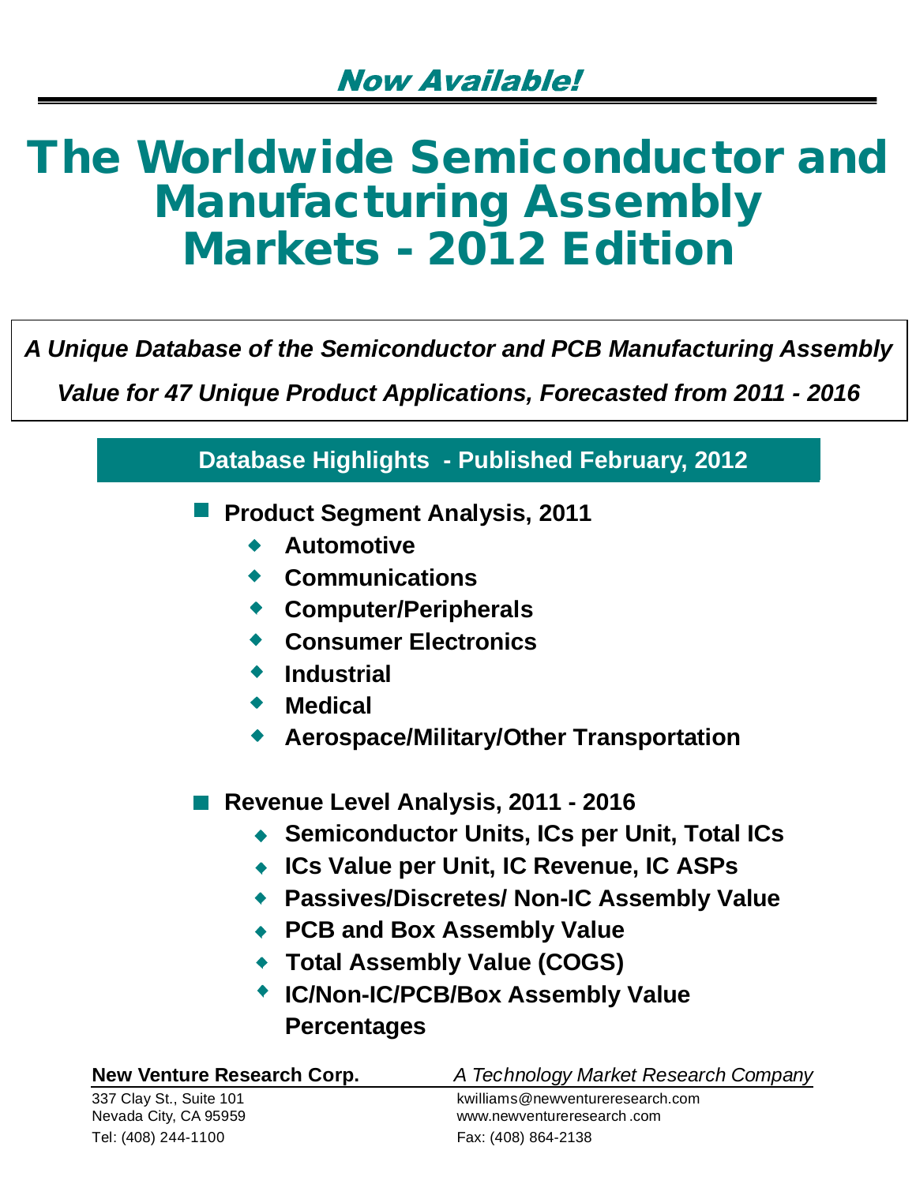*Now Available!*

# The Worldwide Semiconductor and Manufacturing Assembly Markets - 2012 Edition

***A Unique Database of the Semiconductor and PCB Manufacturing Assembly Value for 47 Unique Product Applications, Forecasted from 2011 - 2016***

## Database Highlights - Published February, 2012

- **Product Segment Analysis, 2011**
  - **Automotive**
  - **Communications**
  - **Computer/Peripherals**
  - **Consumer Electronics**
  - **Industrial**
  - **Medical**
  - **Aerospace/Military/Other Transportation**

- **Revenue Level Analysis, 2011 - 2016**
  - **Semiconductor Units, ICs per Unit, Total ICs**
  - **ICs Value per Unit, IC Revenue, IC ASPs**
  - **Passives/Discretes/ Non-IC Assembly Value**
  - **PCB and Box Assembly Value**
  - **Total Assembly Value (COGS)**
  - **IC/Non-IC/PCB/Box Assembly Value Percentages**

**New Venture Research Corp.** — *A Technology Market Research Company*

337 Clay St., Suite 101
Nevada City, CA 95959
Tel: (408) 244-1100

kwilliams@newventureresearch.com
www.newventureresearch.com
Fax: (408) 864-2138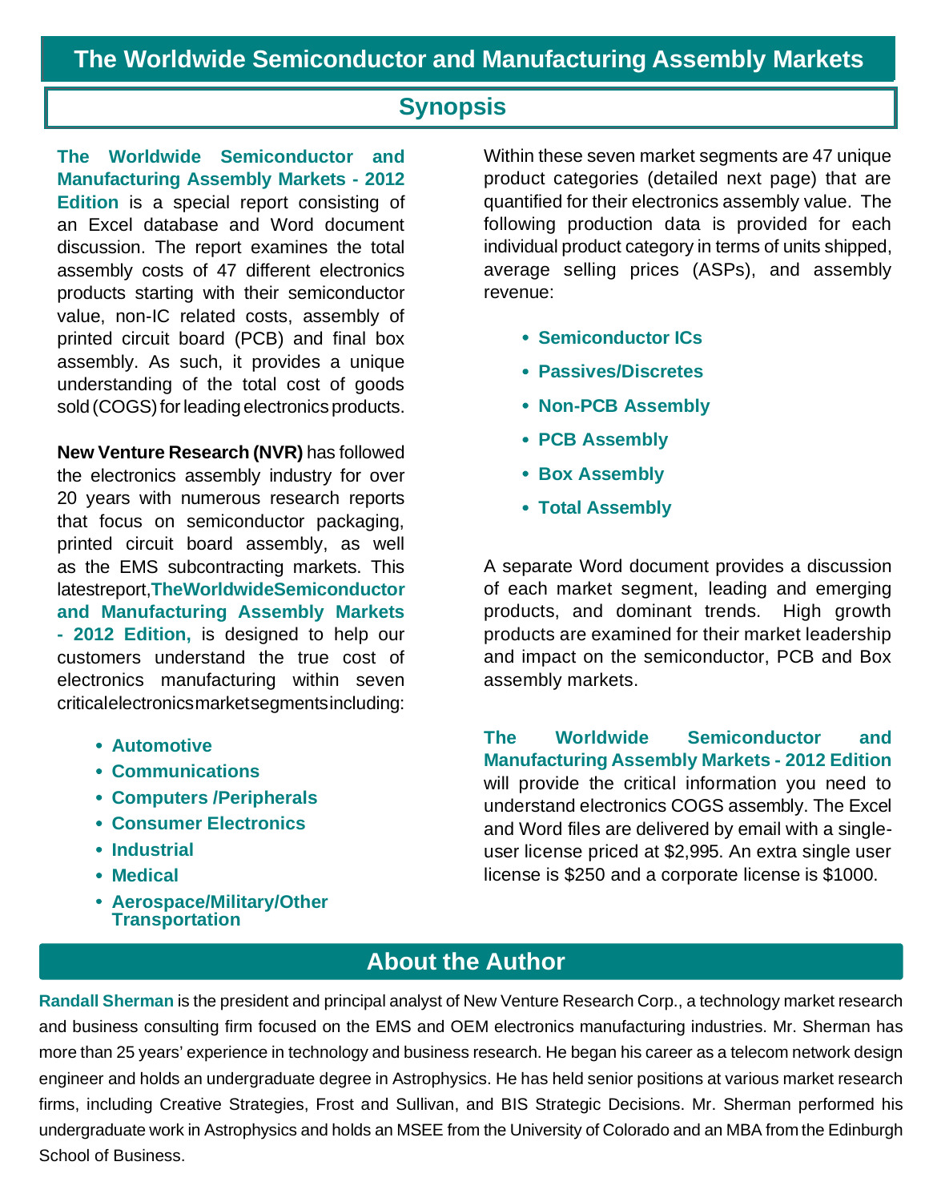# The Worldwide Semiconductor and Manufacturing Assembly Markets

## Synopsis

**The Worldwide Semiconductor and Manufacturing Assembly Markets - 2012 Edition** is a special report consisting of an Excel database and Word document discussion. The report examines the total assembly costs of 47 different electronics products starting with their semiconductor value, non-IC related costs, assembly of printed circuit board (PCB) and final box assembly. As such, it provides a unique understanding of the total cost of goods sold (COGS) for leading electronics products.

**New Venture Research (NVR)** has followed the electronics assembly industry for over 20 years with numerous research reports that focus on semiconductor packaging, printed circuit board assembly, as well as the EMS subcontracting markets. This latest report, **The Worldwide Semiconductor and Manufacturing Assembly Markets - 2012 Edition,** is designed to help our customers understand the true cost of electronics manufacturing within seven critical electronics market segments including:

- **Automotive**
- **Communications**
- **Computers /Peripherals**
- **Consumer Electronics**
- **Industrial**
- **Medical**
- **Aerospace/Military/Other Transportation**

Within these seven market segments are 47 unique product categories (detailed next page) that are quantified for their electronics assembly value. The following production data is provided for each individual product category in terms of units shipped, average selling prices (ASPs), and assembly revenue:

- **Semiconductor ICs**
- **Passives/Discretes**
- **Non-PCB Assembly**
- **PCB Assembly**
- **Box Assembly**
- **Total Assembly**

A separate Word document provides a discussion of each market segment, leading and emerging products, and dominant trends. High growth products are examined for their market leadership and impact on the semiconductor, PCB and Box assembly markets.

**The Worldwide Semiconductor and Manufacturing Assembly Markets - 2012 Edition** will provide the critical information you need to understand electronics COGS assembly. The Excel and Word files are delivered by email with a single-user license priced at $2,995. An extra single user license is $250 and a corporate license is $1000.

## About the Author

**Randall Sherman** is the president and principal analyst of New Venture Research Corp., a technology market research and business consulting firm focused on the EMS and OEM electronics manufacturing industries. Mr. Sherman has more than 25 years' experience in technology and business research. He began his career as a telecom network design engineer and holds an undergraduate degree in Astrophysics. He has held senior positions at various market research firms, including Creative Strategies, Frost and Sullivan, and BIS Strategic Decisions. Mr. Sherman performed his undergraduate work in Astrophysics and holds an MSEE from the University of Colorado and an MBA from the Edinburgh School of Business.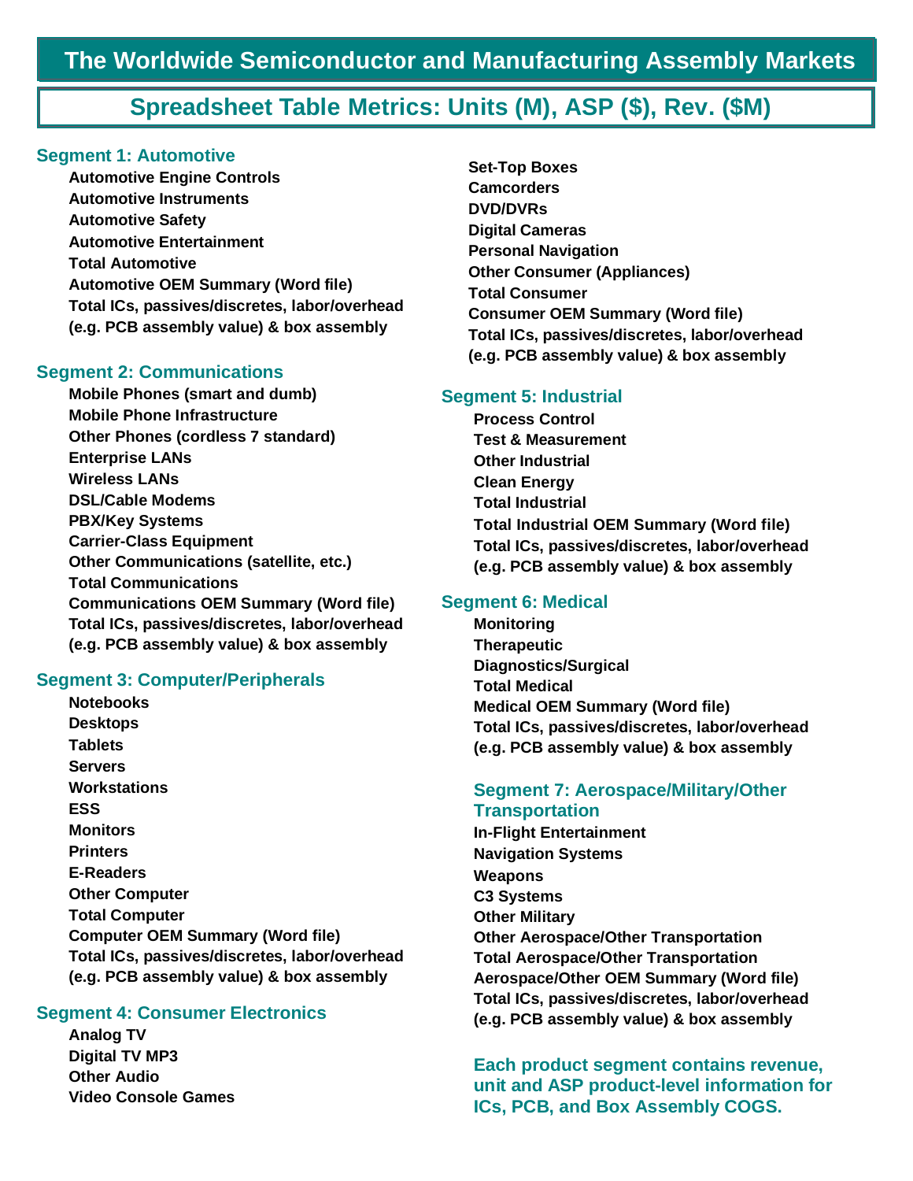# The Worldwide Semiconductor and Manufacturing Assembly Markets

## Spreadsheet Table Metrics: Units (M), ASP ($), Rev. ($M)

### Segment 1: Automotive

- **Automotive Engine Controls**
- **Automotive Instruments**
- **Automotive Safety**
- **Automotive Entertainment**
- **Total Automotive**
- **Automotive OEM Summary (Word file)**
- **Total ICs, passives/discretes, labor/overhead (e.g. PCB assembly value) & box assembly**

### Segment 2: Communications

- **Mobile Phones (smart and dumb)**
- **Mobile Phone Infrastructure**
- **Other Phones (cordless 7 standard)**
- **Enterprise LANs**
- **Wireless LANs**
- **DSL/Cable Modems**
- **PBX/Key Systems**
- **Carrier-Class Equipment**
- **Other Communications (satellite, etc.)**
- **Total Communications**
- **Communications OEM Summary (Word file)**
- **Total ICs, passives/discretes, labor/overhead (e.g. PCB assembly value) & box assembly**

### Segment 3: Computer/Peripherals

- **Notebooks**
- **Desktops**
- **Tablets**
- **Servers**
- **Workstations**
- **ESS**
- **Monitors**
- **Printers**
- **E-Readers**
- **Other Computer**
- **Total Computer**
- **Computer OEM Summary (Word file)**
- **Total ICs, passives/discretes, labor/overhead (e.g. PCB assembly value) & box assembly**

### Segment 4: Consumer Electronics

- **Analog TV**
- **Digital TV MP3**
- **Other Audio**
- **Video Console Games**
- **Set-Top Boxes**
- **Camcorders**
- **DVD/DVRs**
- **Digital Cameras**
- **Personal Navigation**
- **Other Consumer (Appliances)**
- **Total Consumer**
- **Consumer OEM Summary (Word file)**
- **Total ICs, passives/discretes, labor/overhead (e.g. PCB assembly value) & box assembly**

### Segment 5: Industrial

- **Process Control**
- **Test & Measurement**
- **Other Industrial**
- **Clean Energy**
- **Total Industrial**
- **Total Industrial OEM Summary (Word file)**
- **Total ICs, passives/discretes, labor/overhead (e.g. PCB assembly value) & box assembly**

### Segment 6: Medical

- **Monitoring**
- **Therapeutic**
- **Diagnostics/Surgical**
- **Total Medical**
- **Medical OEM Summary (Word file)**
- **Total ICs, passives/discretes, labor/overhead (e.g. PCB assembly value) & box assembly**

### Segment 7: Aerospace/Military/Other Transportation

- **In-Flight Entertainment**
- **Navigation Systems**
- **Weapons**
- **C3 Systems**
- **Other Military**
- **Other Aerospace/Other Transportation**
- **Total Aerospace/Other Transportation**
- **Aerospace/Other OEM Summary (Word file)**
- **Total ICs, passives/discretes, labor/overhead (e.g. PCB assembly value) & box assembly**

**Each product segment contains revenue, unit and ASP product-level information for ICs, PCB, and Box Assembly COGS.**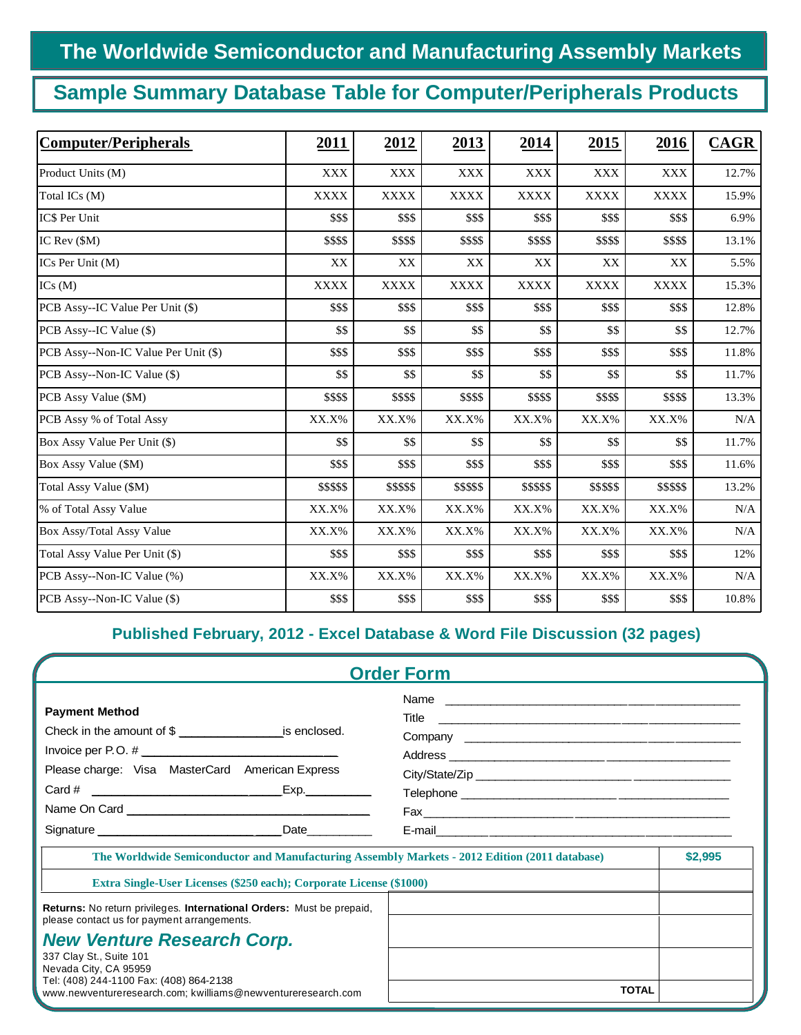# The Worldwide Semiconductor and Manufacturing Assembly Markets

## Sample Summary Database Table for Computer/Peripherals Products

| Computer/Peripherals | 2011 | 2012 | 2013 | 2014 | 2015 | 2016 | CAGR |
|---|---|---|---|---|---|---|---|
| Product Units (M) | XXX | XXX | XXX | XXX | XXX | XXX | 12.7% |
| Total ICs (M) | XXXX | XXXX | XXXX | XXXX | XXXX | XXXX | 15.9% |
| IC$ Per Unit | $$$ | $$$ | $$$ | $$$ | $$$ | $$$ | 6.9% |
| IC Rev ($M) | $$$$ | $$$$ | $$$$ | $$$$ | $$$$ | $$$$ | 13.1% |
| ICs Per Unit (M) | XX | XX | XX | XX | XX | XX | 5.5% |
| ICs (M) | XXXX | XXXX | XXXX | XXXX | XXXX | XXXX | 15.3% |
| PCB Assy--IC Value Per Unit ($) | $$$ | $$$ | $$$ | $$$ | $$$ | $$$ | 12.8% |
| PCB Assy--IC Value ($) | $$ | $$ | $$ | $$ | $$ | $$ | 12.7% |
| PCB Assy--Non-IC Value Per Unit ($) | $$$ | $$$ | $$$ | $$$ | $$$ | $$$ | 11.8% |
| PCB Assy--Non-IC Value ($) | $$ | $$ | $$ | $$ | $$ | $$ | 11.7% |
| PCB Assy Value ($M) | $$$$ | $$$$ | $$$$ | $$$$ | $$$$ | $$$$ | 13.3% |
| PCB Assy % of Total Assy | XX.X% | XX.X% | XX.X% | XX.X% | XX.X% | XX.X% | N/A |
| Box Assy Value Per Unit ($) | $$ | $$ | $$ | $$ | $$ | $$ | 11.7% |
| Box Assy Value ($M) | $$$ | $$$ | $$$ | $$$ | $$$ | $$$ | 11.6% |
| Total Assy Value ($M) | $$$$$ | $$$$$ | $$$$$ | $$$$$ | $$$$$ | $$$$$ | 13.2% |
| % of Total Assy Value | XX.X% | XX.X% | XX.X% | XX.X% | XX.X% | XX.X% | N/A |
| Box Assy/Total Assy Value | XX.X% | XX.X% | XX.X% | XX.X% | XX.X% | XX.X% | N/A |
| Total Assy Value Per Unit ($) | $$$ | $$$ | $$$ | $$$ | $$$ | $$$ | 12% |
| PCB Assy--Non-IC Value (%) | XX.X% | XX.X% | XX.X% | XX.X% | XX.X% | XX.X% | N/A |
| PCB Assy--Non-IC Value ($) | $$$ | $$$ | $$$ | $$$ | $$$ | $$$ | 10.8% |

**Published February, 2012 - Excel Database & Word File Discussion (32 pages)**

## Order Form

**Payment Method**

Check in the amount of $ _______________ is enclosed.

Invoice per P.O. # ____________________________

Please charge: Visa MasterCard American Express

Card # ____________________________ Exp. __________

Name On Card ______________________________________

Signature ________________________ Date _________

Name ______________________________________

Title ______________________________________

Company ______________________________________

Address ______________________________________

City/State/Zip ______________________________________

Telephone ______________________________________

Fax ______________________________________

E-mail ______________________________________

| | |
|---|---|
| The Worldwide Semiconductor and Manufacturing Assembly Markets - 2012 Edition (2011 database) | $2,995 |
| Extra Single-User Licenses ($250 each); Corporate License ($1000) | |
| | |
| | |
| | |
| TOTAL | |

**Returns:** No return privileges. **International Orders:** Must be prepaid, please contact us for payment arrangements.

***New Venture Research Corp.***

337 Clay St., Suite 101
Nevada City, CA 95959
Tel: (408) 244-1100 Fax: (408) 864-2138
www.newventureresearch.com; kwilliams@newventureresearch.com